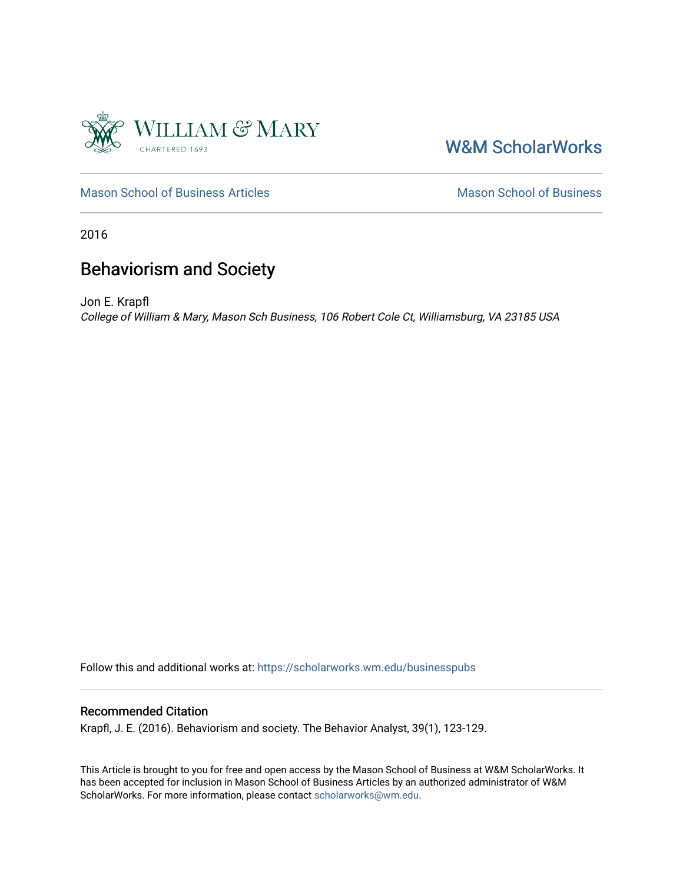William & Mary

CHARTERED 1693

W&M ScholarWorks

Mason School of Business Articles

Mason School of Business

2016

# Behaviorism and Society

Jon E. Krapfl

*College of William & Mary, Mason Sch Business, 106 Robert Cole Ct, Williamsburg, VA 23185 USA*

Follow this and additional works at: https://scholarworks.wm.edu/businesspubs

## Recommended Citation

Krapfl, J. E. (2016). Behaviorism and society. The Behavior Analyst, 39(1), 123-129.

This Article is brought to you for free and open access by the Mason School of Business at W&M ScholarWorks. It has been accepted for inclusion in Mason School of Business Articles by an authorized administrator of W&M ScholarWorks. For more information, please contact scholarworks@wm.edu.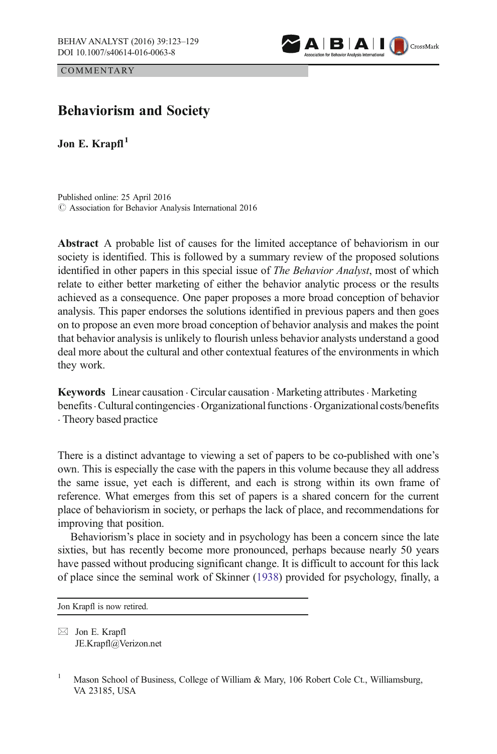COMMENTARY

# Behaviorism and Society

**Jon E. Krapfl**[1]

Published online: 25 April 2016
© Association for Behavior Analysis International 2016

**Abstract** A probable list of causes for the limited acceptance of behaviorism in our society is identified. This is followed by a summary review of the proposed solutions identified in other papers in this special issue of *The Behavior Analyst*, most of which relate to either better marketing of either the behavior analytic process or the results achieved as a consequence. One paper proposes a more broad conception of behavior analysis. This paper endorses the solutions identified in previous papers and then goes on to propose an even more broad conception of behavior analysis and makes the point that behavior analysis is unlikely to flourish unless behavior analysts understand a good deal more about the cultural and other contextual features of the environments in which they work.

**Keywords** Linear causation · Circular causation · Marketing attributes · Marketing benefits · Cultural contingencies · Organizational functions · Organizational costs/benefits · Theory based practice

There is a distinct advantage to viewing a set of papers to be co-published with one's own. This is especially the case with the papers in this volume because they all address the same issue, yet each is different, and each is strong within its own frame of reference. What emerges from this set of papers is a shared concern for the current place of behaviorism in society, or perhaps the lack of place, and recommendations for improving that position.

Behaviorism's place in society and in psychology has been a concern since the late sixties, but has recently become more pronounced, perhaps because nearly 50 years have passed without producing significant change. It is difficult to account for this lack of place since the seminal work of Skinner (1938) provided for psychology, finally, a

---

Jon Krapfl is now retired.

✉ Jon E. Krapfl
JE.Krapfl@Verizon.net

[1] Mason School of Business, College of William & Mary, 106 Robert Cole Ct., Williamsburg, VA 23185, USA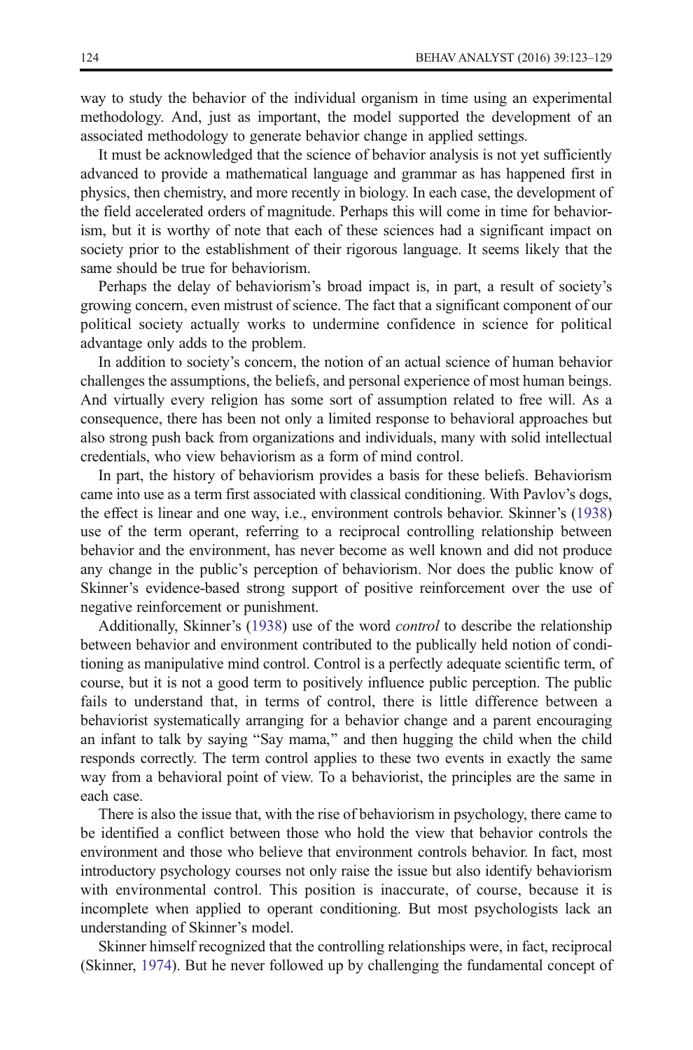way to study the behavior of the individual organism in time using an experimental methodology. And, just as important, the model supported the development of an associated methodology to generate behavior change in applied settings.

It must be acknowledged that the science of behavior analysis is not yet sufficiently advanced to provide a mathematical language and grammar as has happened first in physics, then chemistry, and more recently in biology. In each case, the development of the field accelerated orders of magnitude. Perhaps this will come in time for behaviorism, but it is worthy of note that each of these sciences had a significant impact on society prior to the establishment of their rigorous language. It seems likely that the same should be true for behaviorism.

Perhaps the delay of behaviorism's broad impact is, in part, a result of society's growing concern, even mistrust of science. The fact that a significant component of our political society actually works to undermine confidence in science for political advantage only adds to the problem.

In addition to society's concern, the notion of an actual science of human behavior challenges the assumptions, the beliefs, and personal experience of most human beings. And virtually every religion has some sort of assumption related to free will. As a consequence, there has been not only a limited response to behavioral approaches but also strong push back from organizations and individuals, many with solid intellectual credentials, who view behaviorism as a form of mind control.

In part, the history of behaviorism provides a basis for these beliefs. Behaviorism came into use as a term first associated with classical conditioning. With Pavlov's dogs, the effect is linear and one way, i.e., environment controls behavior. Skinner's (1938) use of the term operant, referring to a reciprocal controlling relationship between behavior and the environment, has never become as well known and did not produce any change in the public's perception of behaviorism. Nor does the public know of Skinner's evidence-based strong support of positive reinforcement over the use of negative reinforcement or punishment.

Additionally, Skinner's (1938) use of the word *control* to describe the relationship between behavior and environment contributed to the publically held notion of conditioning as manipulative mind control. Control is a perfectly adequate scientific term, of course, but it is not a good term to positively influence public perception. The public fails to understand that, in terms of control, there is little difference between a behaviorist systematically arranging for a behavior change and a parent encouraging an infant to talk by saying "Say mama," and then hugging the child when the child responds correctly. The term control applies to these two events in exactly the same way from a behavioral point of view. To a behaviorist, the principles are the same in each case.

There is also the issue that, with the rise of behaviorism in psychology, there came to be identified a conflict between those who hold the view that behavior controls the environment and those who believe that environment controls behavior. In fact, most introductory psychology courses not only raise the issue but also identify behaviorism with environmental control. This position is inaccurate, of course, because it is incomplete when applied to operant conditioning. But most psychologists lack an understanding of Skinner's model.

Skinner himself recognized that the controlling relationships were, in fact, reciprocal (Skinner, 1974). But he never followed up by challenging the fundamental concept of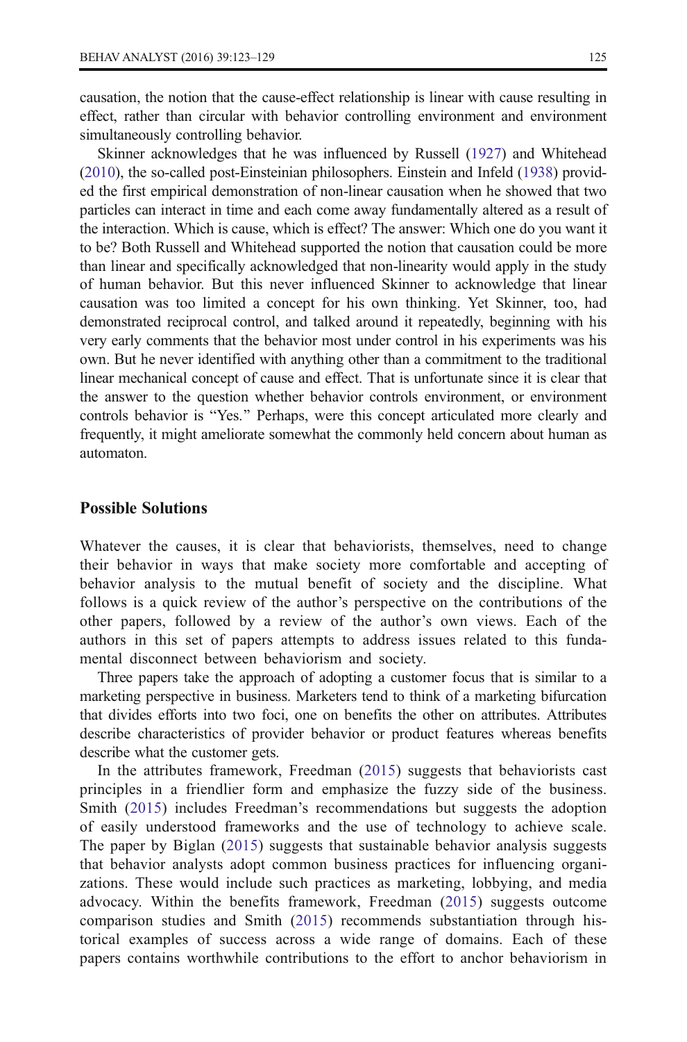causation, the notion that the cause-effect relationship is linear with cause resulting in effect, rather than circular with behavior controlling environment and environment simultaneously controlling behavior.

Skinner acknowledges that he was influenced by Russell (1927) and Whitehead (2010), the so-called post-Einsteinian philosophers. Einstein and Infeld (1938) provided the first empirical demonstration of non-linear causation when he showed that two particles can interact in time and each come away fundamentally altered as a result of the interaction. Which is cause, which is effect? The answer: Which one do you want it to be? Both Russell and Whitehead supported the notion that causation could be more than linear and specifically acknowledged that non-linearity would apply in the study of human behavior. But this never influenced Skinner to acknowledge that linear causation was too limited a concept for his own thinking. Yet Skinner, too, had demonstrated reciprocal control, and talked around it repeatedly, beginning with his very early comments that the behavior most under control in his experiments was his own. But he never identified with anything other than a commitment to the traditional linear mechanical concept of cause and effect. That is unfortunate since it is clear that the answer to the question whether behavior controls environment, or environment controls behavior is "Yes." Perhaps, were this concept articulated more clearly and frequently, it might ameliorate somewhat the commonly held concern about human as automaton.

## Possible Solutions

Whatever the causes, it is clear that behaviorists, themselves, need to change their behavior in ways that make society more comfortable and accepting of behavior analysis to the mutual benefit of society and the discipline. What follows is a quick review of the author's perspective on the contributions of the other papers, followed by a review of the author's own views. Each of the authors in this set of papers attempts to address issues related to this fundamental disconnect between behaviorism and society.

Three papers take the approach of adopting a customer focus that is similar to a marketing perspective in business. Marketers tend to think of a marketing bifurcation that divides efforts into two foci, one on benefits the other on attributes. Attributes describe characteristics of provider behavior or product features whereas benefits describe what the customer gets.

In the attributes framework, Freedman (2015) suggests that behaviorists cast principles in a friendlier form and emphasize the fuzzy side of the business. Smith (2015) includes Freedman's recommendations but suggests the adoption of easily understood frameworks and the use of technology to achieve scale. The paper by Biglan (2015) suggests that sustainable behavior analysis suggests that behavior analysts adopt common business practices for influencing organizations. These would include such practices as marketing, lobbying, and media advocacy. Within the benefits framework, Freedman (2015) suggests outcome comparison studies and Smith (2015) recommends substantiation through historical examples of success across a wide range of domains. Each of these papers contains worthwhile contributions to the effort to anchor behaviorism in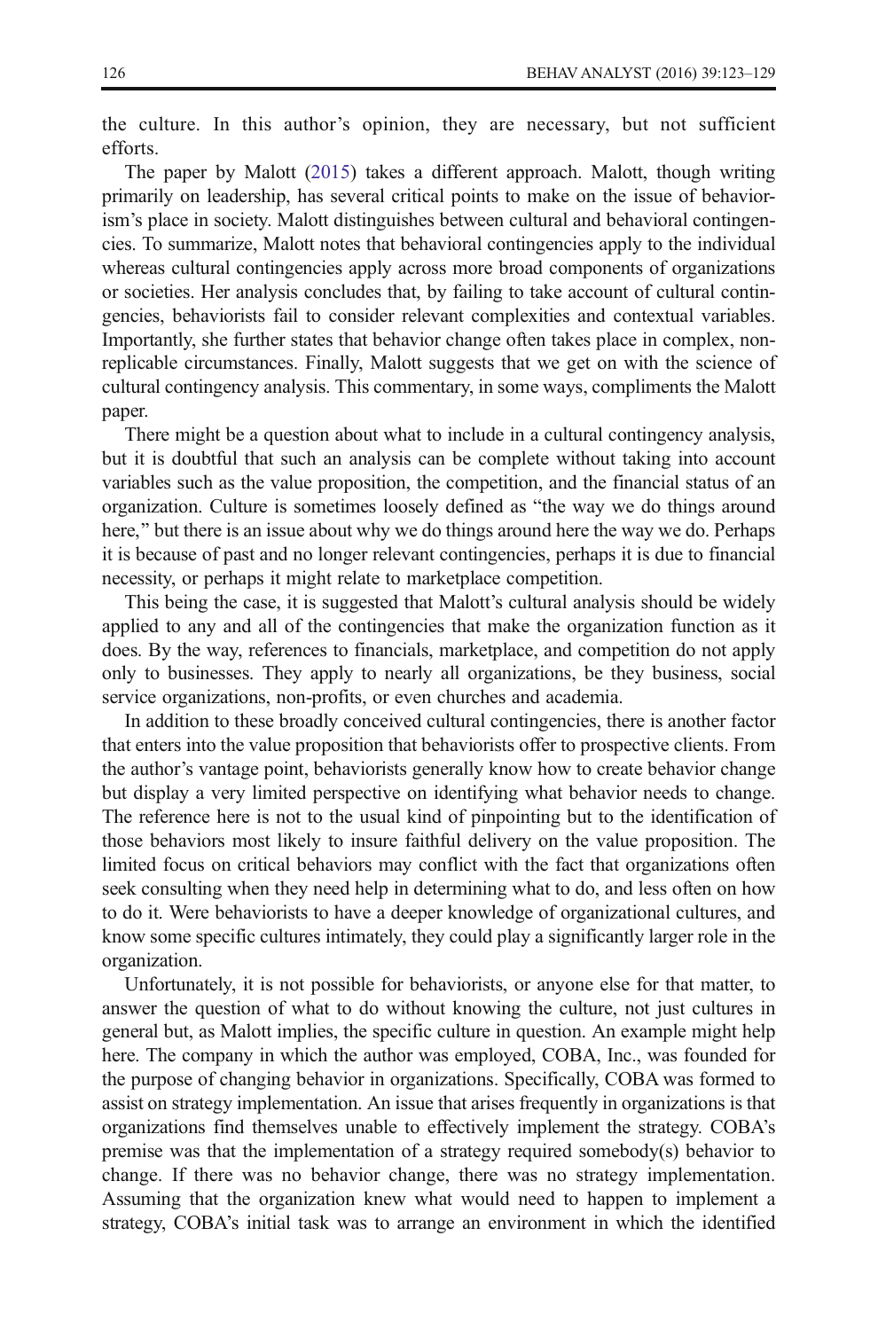the culture. In this author's opinion, they are necessary, but not sufficient efforts.

The paper by Malott (2015) takes a different approach. Malott, though writing primarily on leadership, has several critical points to make on the issue of behaviorism's place in society. Malott distinguishes between cultural and behavioral contingencies. To summarize, Malott notes that behavioral contingencies apply to the individual whereas cultural contingencies apply across more broad components of organizations or societies. Her analysis concludes that, by failing to take account of cultural contingencies, behaviorists fail to consider relevant complexities and contextual variables. Importantly, she further states that behavior change often takes place in complex, non-replicable circumstances. Finally, Malott suggests that we get on with the science of cultural contingency analysis. This commentary, in some ways, compliments the Malott paper.

There might be a question about what to include in a cultural contingency analysis, but it is doubtful that such an analysis can be complete without taking into account variables such as the value proposition, the competition, and the financial status of an organization. Culture is sometimes loosely defined as "the way we do things around here," but there is an issue about why we do things around here the way we do. Perhaps it is because of past and no longer relevant contingencies, perhaps it is due to financial necessity, or perhaps it might relate to marketplace competition.

This being the case, it is suggested that Malott's cultural analysis should be widely applied to any and all of the contingencies that make the organization function as it does. By the way, references to financials, marketplace, and competition do not apply only to businesses. They apply to nearly all organizations, be they business, social service organizations, non-profits, or even churches and academia.

In addition to these broadly conceived cultural contingencies, there is another factor that enters into the value proposition that behaviorists offer to prospective clients. From the author's vantage point, behaviorists generally know how to create behavior change but display a very limited perspective on identifying what behavior needs to change. The reference here is not to the usual kind of pinpointing but to the identification of those behaviors most likely to insure faithful delivery on the value proposition. The limited focus on critical behaviors may conflict with the fact that organizations often seek consulting when they need help in determining what to do, and less often on how to do it. Were behaviorists to have a deeper knowledge of organizational cultures, and know some specific cultures intimately, they could play a significantly larger role in the organization.

Unfortunately, it is not possible for behaviorists, or anyone else for that matter, to answer the question of what to do without knowing the culture, not just cultures in general but, as Malott implies, the specific culture in question. An example might help here. The company in which the author was employed, COBA, Inc., was founded for the purpose of changing behavior in organizations. Specifically, COBA was formed to assist on strategy implementation. An issue that arises frequently in organizations is that organizations find themselves unable to effectively implement the strategy. COBA's premise was that the implementation of a strategy required somebody(s) behavior to change. If there was no behavior change, there was no strategy implementation. Assuming that the organization knew what would need to happen to implement a strategy, COBA's initial task was to arrange an environment in which the identified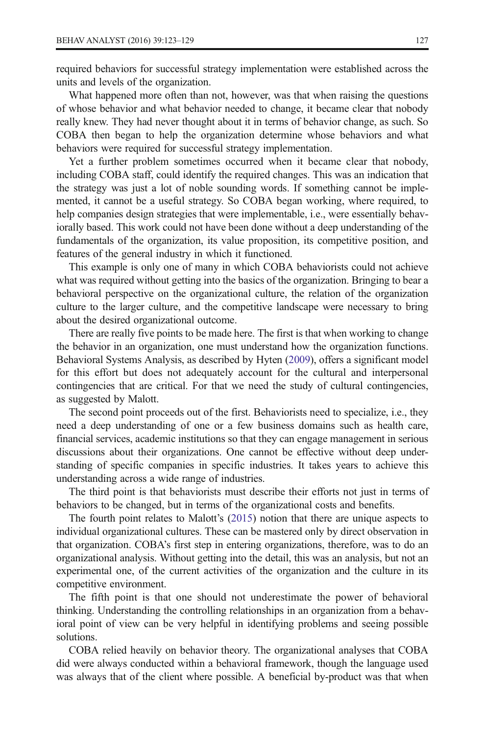required behaviors for successful strategy implementation were established across the units and levels of the organization.

What happened more often than not, however, was that when raising the questions of whose behavior and what behavior needed to change, it became clear that nobody really knew. They had never thought about it in terms of behavior change, as such. So COBA then began to help the organization determine whose behaviors and what behaviors were required for successful strategy implementation.

Yet a further problem sometimes occurred when it became clear that nobody, including COBA staff, could identify the required changes. This was an indication that the strategy was just a lot of noble sounding words. If something cannot be implemented, it cannot be a useful strategy. So COBA began working, where required, to help companies design strategies that were implementable, i.e., were essentially behaviorally based. This work could not have been done without a deep understanding of the fundamentals of the organization, its value proposition, its competitive position, and features of the general industry in which it functioned.

This example is only one of many in which COBA behaviorists could not achieve what was required without getting into the basics of the organization. Bringing to bear a behavioral perspective on the organizational culture, the relation of the organization culture to the larger culture, and the competitive landscape were necessary to bring about the desired organizational outcome.

There are really five points to be made here. The first is that when working to change the behavior in an organization, one must understand how the organization functions. Behavioral Systems Analysis, as described by Hyten (2009), offers a significant model for this effort but does not adequately account for the cultural and interpersonal contingencies that are critical. For that we need the study of cultural contingencies, as suggested by Malott.

The second point proceeds out of the first. Behaviorists need to specialize, i.e., they need a deep understanding of one or a few business domains such as health care, financial services, academic institutions so that they can engage management in serious discussions about their organizations. One cannot be effective without deep understanding of specific companies in specific industries. It takes years to achieve this understanding across a wide range of industries.

The third point is that behaviorists must describe their efforts not just in terms of behaviors to be changed, but in terms of the organizational costs and benefits.

The fourth point relates to Malott's (2015) notion that there are unique aspects to individual organizational cultures. These can be mastered only by direct observation in that organization. COBA's first step in entering organizations, therefore, was to do an organizational analysis. Without getting into the detail, this was an analysis, but not an experimental one, of the current activities of the organization and the culture in its competitive environment.

The fifth point is that one should not underestimate the power of behavioral thinking. Understanding the controlling relationships in an organization from a behavioral point of view can be very helpful in identifying problems and seeing possible solutions.

COBA relied heavily on behavior theory. The organizational analyses that COBA did were always conducted within a behavioral framework, though the language used was always that of the client where possible. A beneficial by-product was that when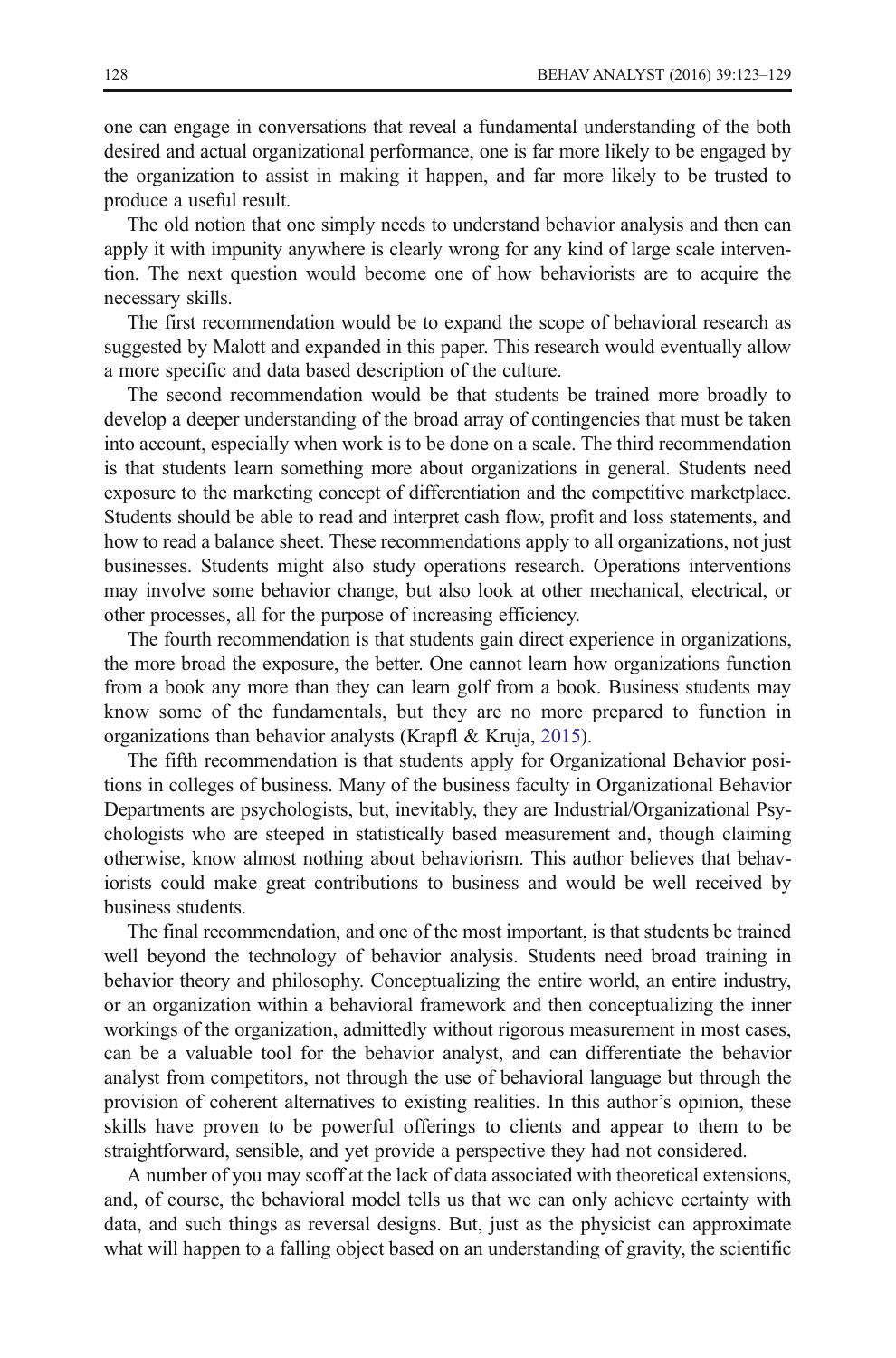one can engage in conversations that reveal a fundamental understanding of the both desired and actual organizational performance, one is far more likely to be engaged by the organization to assist in making it happen, and far more likely to be trusted to produce a useful result.

The old notion that one simply needs to understand behavior analysis and then can apply it with impunity anywhere is clearly wrong for any kind of large scale intervention. The next question would become one of how behaviorists are to acquire the necessary skills.

The first recommendation would be to expand the scope of behavioral research as suggested by Malott and expanded in this paper. This research would eventually allow a more specific and data based description of the culture.

The second recommendation would be that students be trained more broadly to develop a deeper understanding of the broad array of contingencies that must be taken into account, especially when work is to be done on a scale. The third recommendation is that students learn something more about organizations in general. Students need exposure to the marketing concept of differentiation and the competitive marketplace. Students should be able to read and interpret cash flow, profit and loss statements, and how to read a balance sheet. These recommendations apply to all organizations, not just businesses. Students might also study operations research. Operations interventions may involve some behavior change, but also look at other mechanical, electrical, or other processes, all for the purpose of increasing efficiency.

The fourth recommendation is that students gain direct experience in organizations, the more broad the exposure, the better. One cannot learn how organizations function from a book any more than they can learn golf from a book. Business students may know some of the fundamentals, but they are no more prepared to function in organizations than behavior analysts (Krapfl & Kruja, 2015).

The fifth recommendation is that students apply for Organizational Behavior positions in colleges of business. Many of the business faculty in Organizational Behavior Departments are psychologists, but, inevitably, they are Industrial/Organizational Psychologists who are steeped in statistically based measurement and, though claiming otherwise, know almost nothing about behaviorism. This author believes that behaviorists could make great contributions to business and would be well received by business students.

The final recommendation, and one of the most important, is that students be trained well beyond the technology of behavior analysis. Students need broad training in behavior theory and philosophy. Conceptualizing the entire world, an entire industry, or an organization within a behavioral framework and then conceptualizing the inner workings of the organization, admittedly without rigorous measurement in most cases, can be a valuable tool for the behavior analyst, and can differentiate the behavior analyst from competitors, not through the use of behavioral language but through the provision of coherent alternatives to existing realities. In this author's opinion, these skills have proven to be powerful offerings to clients and appear to them to be straightforward, sensible, and yet provide a perspective they had not considered.

A number of you may scoff at the lack of data associated with theoretical extensions, and, of course, the behavioral model tells us that we can only achieve certainty with data, and such things as reversal designs. But, just as the physicist can approximate what will happen to a falling object based on an understanding of gravity, the scientific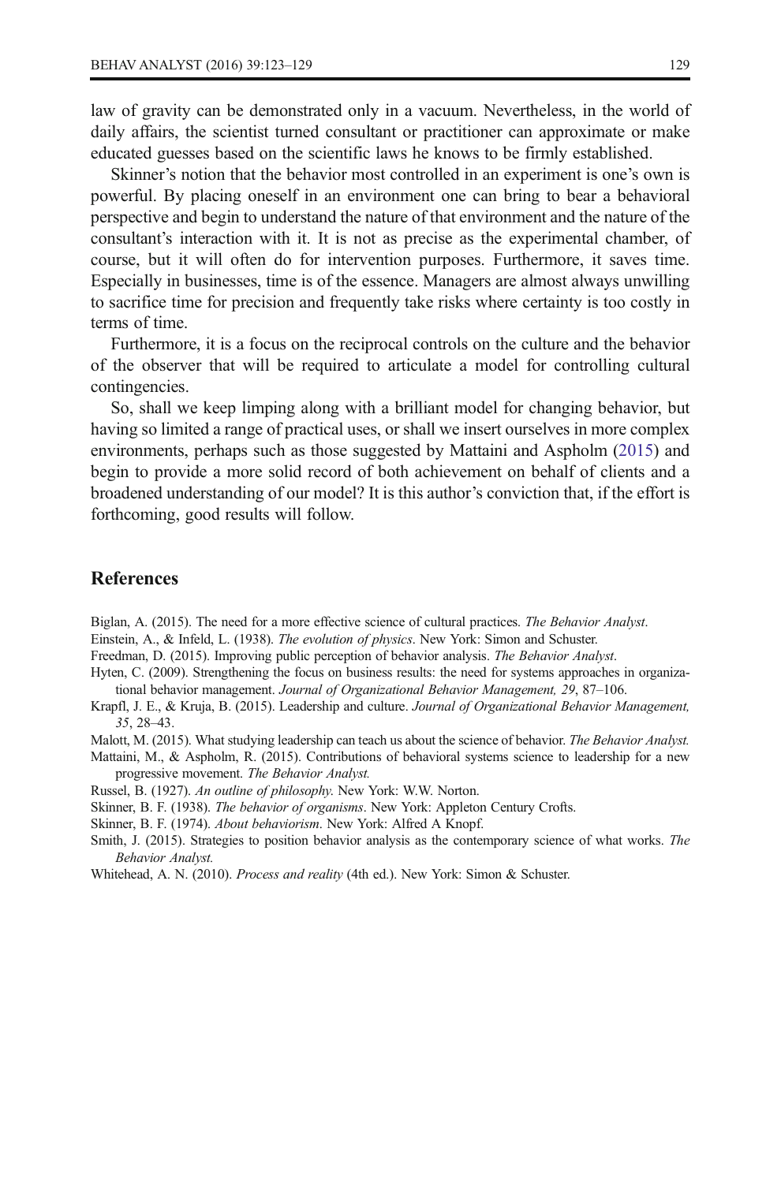law of gravity can be demonstrated only in a vacuum. Nevertheless, in the world of daily affairs, the scientist turned consultant or practitioner can approximate or make educated guesses based on the scientific laws he knows to be firmly established.

Skinner's notion that the behavior most controlled in an experiment is one's own is powerful. By placing oneself in an environment one can bring to bear a behavioral perspective and begin to understand the nature of that environment and the nature of the consultant's interaction with it. It is not as precise as the experimental chamber, of course, but it will often do for intervention purposes. Furthermore, it saves time. Especially in businesses, time is of the essence. Managers are almost always unwilling to sacrifice time for precision and frequently take risks where certainty is too costly in terms of time.

Furthermore, it is a focus on the reciprocal controls on the culture and the behavior of the observer that will be required to articulate a model for controlling cultural contingencies.

So, shall we keep limping along with a brilliant model for changing behavior, but having so limited a range of practical uses, or shall we insert ourselves in more complex environments, perhaps such as those suggested by Mattaini and Aspholm (2015) and begin to provide a more solid record of both achievement on behalf of clients and a broadened understanding of our model? It is this author's conviction that, if the effort is forthcoming, good results will follow.

## References

Biglan, A. (2015). The need for a more effective science of cultural practices. *The Behavior Analyst*.

Einstein, A., & Infeld, L. (1938). *The evolution of physics*. New York: Simon and Schuster.

Freedman, D. (2015). Improving public perception of behavior analysis. *The Behavior Analyst*.

Hyten, C. (2009). Strengthening the focus on business results: the need for systems approaches in organizational behavior management. *Journal of Organizational Behavior Management, 29*, 87–106.

Krapfl, J. E., & Kruja, B. (2015). Leadership and culture. *Journal of Organizational Behavior Management, 35*, 28–43.

Malott, M. (2015). What studying leadership can teach us about the science of behavior. *The Behavior Analyst.*

Mattaini, M., & Aspholm, R. (2015). Contributions of behavioral systems science to leadership for a new progressive movement. *The Behavior Analyst.*

Russel, B. (1927). *An outline of philosophy.* New York: W.W. Norton.

Skinner, B. F. (1938). *The behavior of organisms*. New York: Appleton Century Crofts.

Skinner, B. F. (1974). *About behaviorism*. New York: Alfred A Knopf.

Smith, J. (2015). Strategies to position behavior analysis as the contemporary science of what works. *The Behavior Analyst.*

Whitehead, A. N. (2010). *Process and reality* (4th ed.). New York: Simon & Schuster.